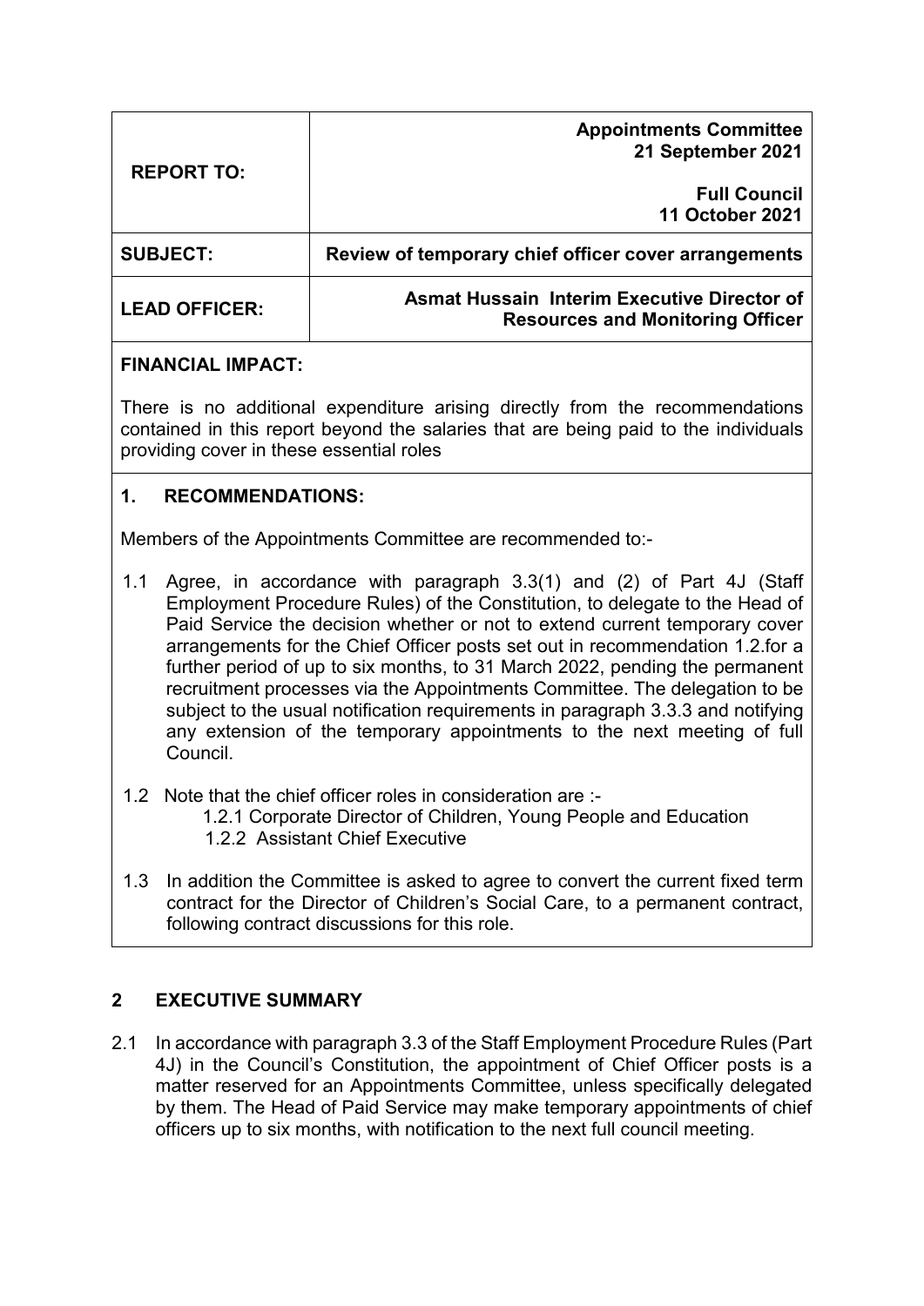| REPORT TO: | **Appointments Committee 21 September 2021**<br><br>**Full Council 11 October 2021** |
|---|---|
| **SUBJECT:** | **Review of temporary chief officer cover arrangements** |
| **LEAD OFFICER:** | **Asmat Hussain Interim Executive Director of Resources and Monitoring Officer** |

**FINANCIAL IMPACT:**

There is no additional expenditure arising directly from the recommendations contained in this report beyond the salaries that are being paid to the individuals providing cover in these essential roles

## 1. RECOMMENDATIONS:

Members of the Appointments Committee are recommended to:-

1.1 Agree, in accordance with paragraph 3.3(1) and (2) of Part 4J (Staff Employment Procedure Rules) of the Constitution, to delegate to the Head of Paid Service the decision whether or not to extend current temporary cover arrangements for the Chief Officer posts set out in recommendation 1.2.for a further period of up to six months, to 31 March 2022, pending the permanent recruitment processes via the Appointments Committee. The delegation to be subject to the usual notification requirements in paragraph 3.3.3 and notifying any extension of the temporary appointments to the next meeting of full Council.

1.2 Note that the chief officer roles in consideration are :-
   1.2.1 Corporate Director of Children, Young People and Education
   1.2.2 Assistant Chief Executive

1.3 In addition the Committee is asked to agree to convert the current fixed term contract for the Director of Children's Social Care, to a permanent contract, following contract discussions for this role.

## 2 EXECUTIVE SUMMARY

2.1 In accordance with paragraph 3.3 of the Staff Employment Procedure Rules (Part 4J) in the Council's Constitution, the appointment of Chief Officer posts is a matter reserved for an Appointments Committee, unless specifically delegated by them. The Head of Paid Service may make temporary appointments of chief officers up to six months, with notification to the next full council meeting.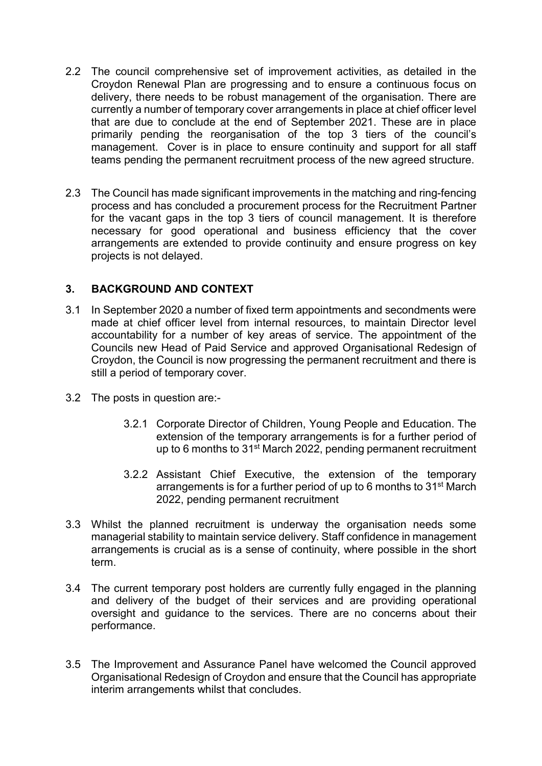2.2 The council comprehensive set of improvement activities, as detailed in the Croydon Renewal Plan are progressing and to ensure a continuous focus on delivery, there needs to be robust management of the organisation. There are currently a number of temporary cover arrangements in place at chief officer level that are due to conclude at the end of September 2021. These are in place primarily pending the reorganisation of the top 3 tiers of the council's management. Cover is in place to ensure continuity and support for all staff teams pending the permanent recruitment process of the new agreed structure.

2.3 The Council has made significant improvements in the matching and ring-fencing process and has concluded a procurement process for the Recruitment Partner for the vacant gaps in the top 3 tiers of council management. It is therefore necessary for good operational and business efficiency that the cover arrangements are extended to provide continuity and ensure progress on key projects is not delayed.

## 3. BACKGROUND AND CONTEXT

3.1 In September 2020 a number of fixed term appointments and secondments were made at chief officer level from internal resources, to maintain Director level accountability for a number of key areas of service. The appointment of the Councils new Head of Paid Service and approved Organisational Redesign of Croydon, the Council is now progressing the permanent recruitment and there is still a period of temporary cover.

3.2 The posts in question are:-

  3.2.1 Corporate Director of Children, Young People and Education. The extension of the temporary arrangements is for a further period of up to 6 months to 31st March 2022, pending permanent recruitment

  3.2.2 Assistant Chief Executive, the extension of the temporary arrangements is for a further period of up to 6 months to 31st March 2022, pending permanent recruitment

3.3 Whilst the planned recruitment is underway the organisation needs some managerial stability to maintain service delivery. Staff confidence in management arrangements is crucial as is a sense of continuity, where possible in the short term.

3.4 The current temporary post holders are currently fully engaged in the planning and delivery of the budget of their services and are providing operational oversight and guidance to the services. There are no concerns about their performance.

3.5 The Improvement and Assurance Panel have welcomed the Council approved Organisational Redesign of Croydon and ensure that the Council has appropriate interim arrangements whilst that concludes.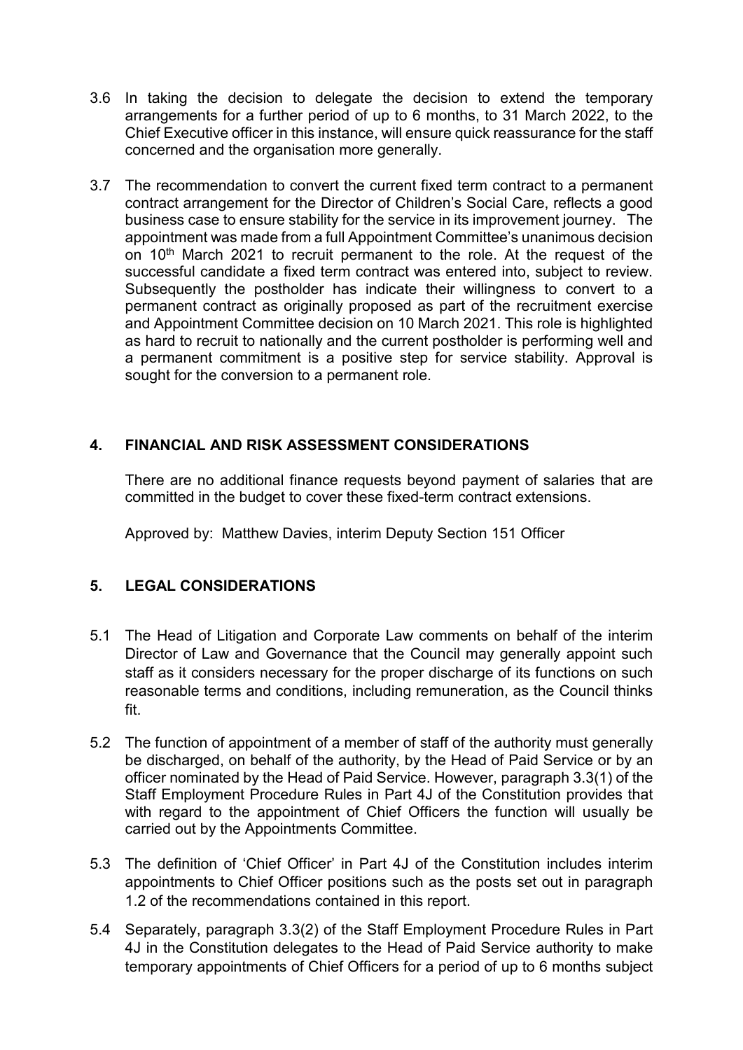3.6 In taking the decision to delegate the decision to extend the temporary arrangements for a further period of up to 6 months, to 31 March 2022, to the Chief Executive officer in this instance, will ensure quick reassurance for the staff concerned and the organisation more generally.

3.7 The recommendation to convert the current fixed term contract to a permanent contract arrangement for the Director of Children's Social Care, reflects a good business case to ensure stability for the service in its improvement journey. The appointment was made from a full Appointment Committee's unanimous decision on 10th March 2021 to recruit permanent to the role. At the request of the successful candidate a fixed term contract was entered into, subject to review. Subsequently the postholder has indicate their willingness to convert to a permanent contract as originally proposed as part of the recruitment exercise and Appointment Committee decision on 10 March 2021. This role is highlighted as hard to recruit to nationally and the current postholder is performing well and a permanent commitment is a positive step for service stability. Approval is sought for the conversion to a permanent role.

## 4. FINANCIAL AND RISK ASSESSMENT CONSIDERATIONS

There are no additional finance requests beyond payment of salaries that are committed in the budget to cover these fixed-term contract extensions.

Approved by: Matthew Davies, interim Deputy Section 151 Officer

## 5. LEGAL CONSIDERATIONS

5.1 The Head of Litigation and Corporate Law comments on behalf of the interim Director of Law and Governance that the Council may generally appoint such staff as it considers necessary for the proper discharge of its functions on such reasonable terms and conditions, including remuneration, as the Council thinks fit.

5.2 The function of appointment of a member of staff of the authority must generally be discharged, on behalf of the authority, by the Head of Paid Service or by an officer nominated by the Head of Paid Service. However, paragraph 3.3(1) of the Staff Employment Procedure Rules in Part 4J of the Constitution provides that with regard to the appointment of Chief Officers the function will usually be carried out by the Appointments Committee.

5.3 The definition of 'Chief Officer' in Part 4J of the Constitution includes interim appointments to Chief Officer positions such as the posts set out in paragraph 1.2 of the recommendations contained in this report.

5.4 Separately, paragraph 3.3(2) of the Staff Employment Procedure Rules in Part 4J in the Constitution delegates to the Head of Paid Service authority to make temporary appointments of Chief Officers for a period of up to 6 months subject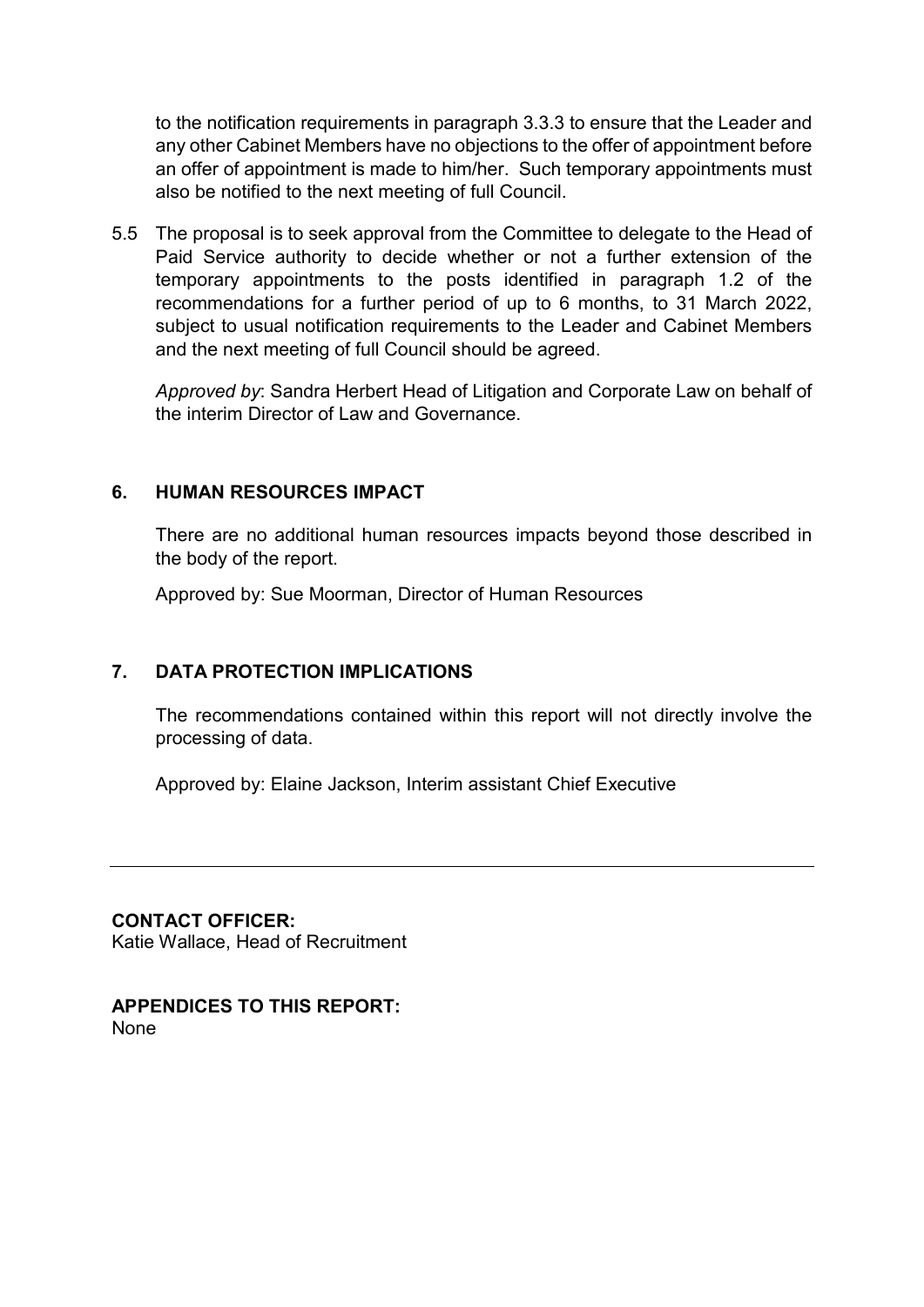to the notification requirements in paragraph 3.3.3 to ensure that the Leader and any other Cabinet Members have no objections to the offer of appointment before an offer of appointment is made to him/her. Such temporary appointments must also be notified to the next meeting of full Council.

5.5 The proposal is to seek approval from the Committee to delegate to the Head of Paid Service authority to decide whether or not a further extension of the temporary appointments to the posts identified in paragraph 1.2 of the recommendations for a further period of up to 6 months, to 31 March 2022, subject to usual notification requirements to the Leader and Cabinet Members and the next meeting of full Council should be agreed.

*Approved by*: Sandra Herbert Head of Litigation and Corporate Law on behalf of the interim Director of Law and Governance.

## 6. HUMAN RESOURCES IMPACT

There are no additional human resources impacts beyond those described in the body of the report.

Approved by: Sue Moorman, Director of Human Resources

## 7. DATA PROTECTION IMPLICATIONS

The recommendations contained within this report will not directly involve the processing of data.

Approved by: Elaine Jackson, Interim assistant Chief Executive

---

**CONTACT OFFICER:**
Katie Wallace, Head of Recruitment

**APPENDICES TO THIS REPORT:**
None